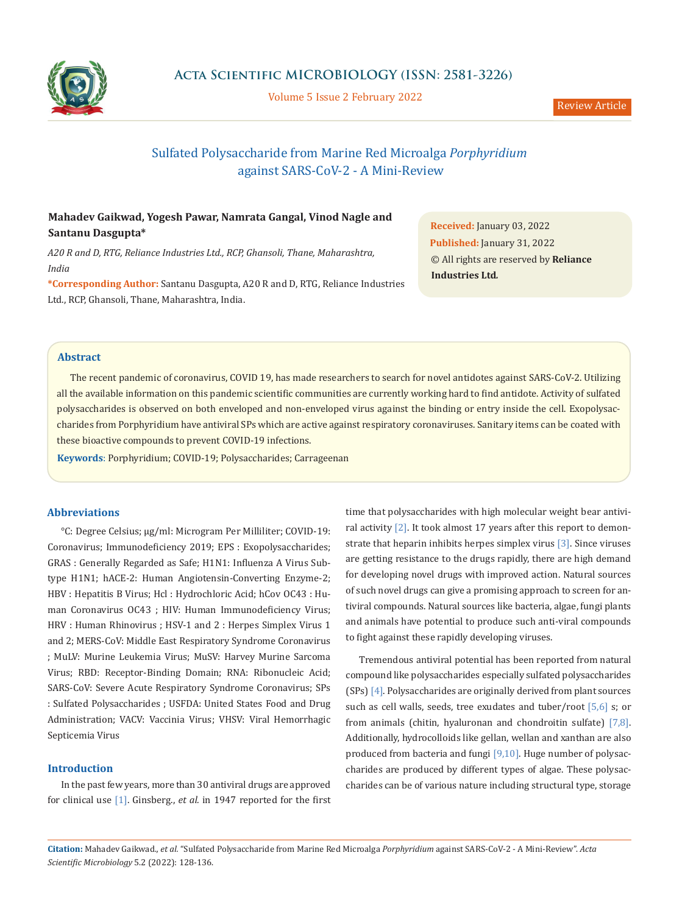Review Article

# Sulfated Polysaccharide from Marine Red Microalga *Porphyridium* against SARS-CoV-2 - A Mini-Review

**Mahadev Gaikwad, Yogesh Pawar, Namrata Gangal, Vinod Nagle and Santanu Dasgupta***

*A20 R and D, RTG, Reliance Industries Ltd., RCP, Ghansoli, Thane, Maharashtra, India*

***Corresponding Author:** Santanu Dasgupta, A20 R and D, RTG, Reliance Industries Ltd., RCP, Ghansoli, Thane, Maharashtra, India.

**Received:** January 03, 2022
**Published:** January 31, 2022
© All rights are reserved by **Reliance Industries Ltd.**

## Abstract

The recent pandemic of coronavirus, COVID 19, has made researchers to search for novel antidotes against SARS-CoV-2. Utilizing all the available information on this pandemic scientific communities are currently working hard to find antidote. Activity of sulfated polysaccharides is observed on both enveloped and non-enveloped virus against the binding or entry inside the cell. Exopolysaccharides from Porphyridium have antiviral SPs which are active against respiratory coronaviruses. Sanitary items can be coated with these bioactive compounds to prevent COVID-19 infections.

**Keywords**: Porphyridium; COVID-19; Polysaccharides; Carrageenan

## Abbreviations

°C: Degree Celsius; µg/ml: Microgram Per Milliliter; COVID-19: Coronavirus; Immunodeficiency 2019; EPS : Exopolysaccharides; GRAS : Generally Regarded as Safe; H1N1: Influenza A Virus Subtype H1N1; hACE-2: Human Angiotensin-Converting Enzyme-2; HBV : Hepatitis B Virus; Hcl : Hydrochloric Acid; hCov OC43 : Human Coronavirus OC43 ; HIV: Human Immunodeficiency Virus; HRV : Human Rhinovirus ; HSV-1 and 2 : Herpes Simplex Virus 1 and 2; MERS-CoV: Middle East Respiratory Syndrome Coronavirus ; MuLV: Murine Leukemia Virus; MuSV: Harvey Murine Sarcoma Virus; RBD: Receptor-Binding Domain; RNA: Ribonucleic Acid; SARS-CoV: Severe Acute Respiratory Syndrome Coronavirus; SPs : Sulfated Polysaccharides ; USFDA: United States Food and Drug Administration; VACV: Vaccinia Virus; VHSV: Viral Hemorrhagic Septicemia Virus

## Introduction

In the past few years, more than 30 antiviral drugs are approved for clinical use [1]. Ginsberg., *et al.* in 1947 reported for the first time that polysaccharides with high molecular weight bear antiviral activity [2]. It took almost 17 years after this report to demonstrate that heparin inhibits herpes simplex virus [3]. Since viruses are getting resistance to the drugs rapidly, there are high demand for developing novel drugs with improved action. Natural sources of such novel drugs can give a promising approach to screen for antiviral compounds. Natural sources like bacteria, algae, fungi plants and animals have potential to produce such anti-viral compounds to fight against these rapidly developing viruses.

Tremendous antiviral potential has been reported from natural compound like polysaccharides especially sulfated polysaccharides (SPs) [4]. Polysaccharides are originally derived from plant sources such as cell walls, seeds, tree exudates and tuber/root [5,6] s; or from animals (chitin, hyaluronan and chondroitin sulfate) [7,8]. Additionally, hydrocolloids like gellan, wellan and xanthan are also produced from bacteria and fungi [9,10]. Huge number of polysaccharides are produced by different types of algae. These polysaccharides can be of various nature including structural type, storage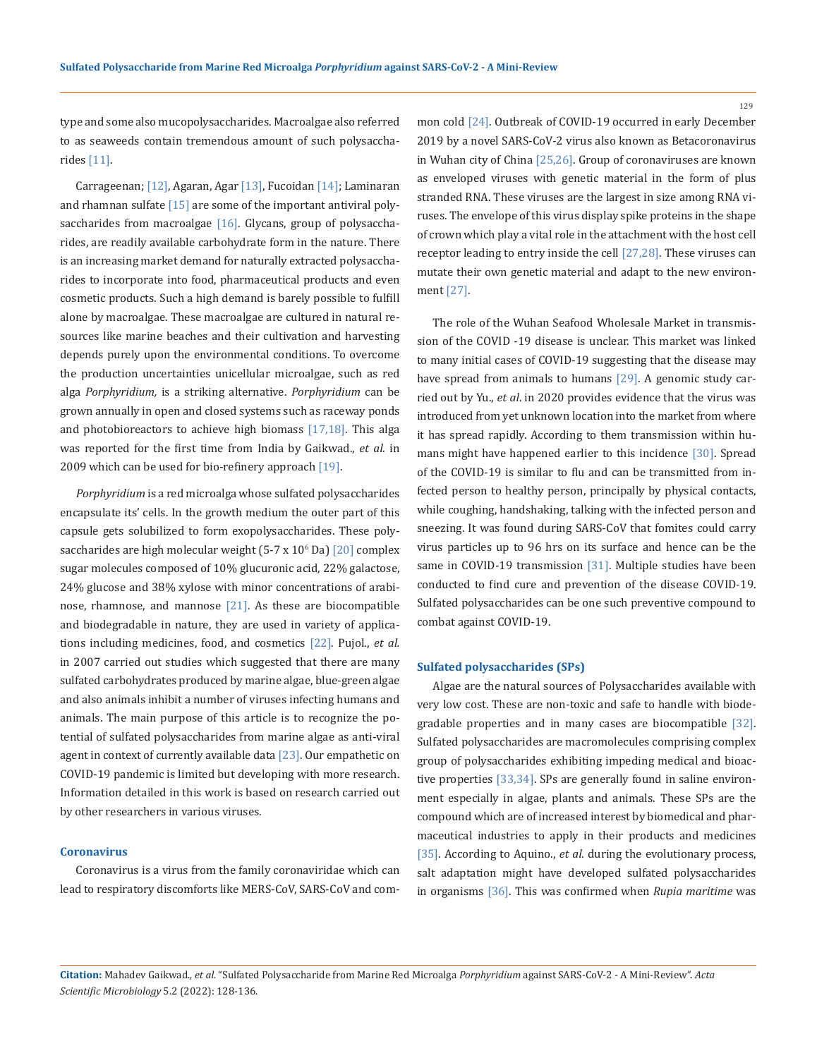type and some also mucopolysaccharides. Macroalgae also referred to as seaweeds contain tremendous amount of such polysaccharides [11].

Carrageenan; [12], Agaran, Agar [13], Fucoidan [14]; Laminaran and rhamnan sulfate [15] are some of the important antiviral polysaccharides from macroalgae [16]. Glycans, group of polysaccharides, are readily available carbohydrate form in the nature. There is an increasing market demand for naturally extracted polysaccharides to incorporate into food, pharmaceutical products and even cosmetic products. Such a high demand is barely possible to fulfill alone by macroalgae. These macroalgae are cultured in natural resources like marine beaches and their cultivation and harvesting depends purely upon the environmental conditions. To overcome the production uncertainties unicellular microalgae, such as red alga *Porphyridium,* is a striking alternative. *Porphyridium* can be grown annually in open and closed systems such as raceway ponds and photobioreactors to achieve high biomass [17,18]. This alga was reported for the first time from India by Gaikwad., *et al.* in 2009 which can be used for bio-refinery approach [19].

*Porphyridium* is a red microalga whose sulfated polysaccharides encapsulate its' cells. In the growth medium the outer part of this capsule gets solubilized to form exopolysaccharides. These polysaccharides are high molecular weight (5-7 x $10^6$ Da) [20] complex sugar molecules composed of 10% glucuronic acid, 22% galactose, 24% glucose and 38% xylose with minor concentrations of arabinose, rhamnose, and mannose [21]. As these are biocompatible and biodegradable in nature, they are used in variety of applications including medicines, food, and cosmetics [22]. Pujol., *et al.* in 2007 carried out studies which suggested that there are many sulfated carbohydrates produced by marine algae, blue-green algae and also animals inhibit a number of viruses infecting humans and animals. The main purpose of this article is to recognize the potential of sulfated polysaccharides from marine algae as anti-viral agent in context of currently available data [23]. Our empathetic on COVID-19 pandemic is limited but developing with more research. Information detailed in this work is based on research carried out by other researchers in various viruses.

### Coronavirus

Coronavirus is a virus from the family coronaviridae which can lead to respiratory discomforts like MERS-CoV, SARS-CoV and common cold [24]. Outbreak of COVID-19 occurred in early December 2019 by a novel SARS-CoV-2 virus also known as Betacoronavirus in Wuhan city of China [25,26]. Group of coronaviruses are known as enveloped viruses with genetic material in the form of plus stranded RNA. These viruses are the largest in size among RNA viruses. The envelope of this virus display spike proteins in the shape of crown which play a vital role in the attachment with the host cell receptor leading to entry inside the cell [27,28]. These viruses can mutate their own genetic material and adapt to the new environment [27].

The role of the Wuhan Seafood Wholesale Market in transmission of the COVID -19 disease is unclear. This market was linked to many initial cases of COVID-19 suggesting that the disease may have spread from animals to humans [29]. A genomic study carried out by Yu., *et al*. in 2020 provides evidence that the virus was introduced from yet unknown location into the market from where it has spread rapidly. According to them transmission within humans might have happened earlier to this incidence [30]. Spread of the COVID-19 is similar to flu and can be transmitted from infected person to healthy person, principally by physical contacts, while coughing, handshaking, talking with the infected person and sneezing. It was found during SARS-CoV that fomites could carry virus particles up to 96 hrs on its surface and hence can be the same in COVID-19 transmission [31]. Multiple studies have been conducted to find cure and prevention of the disease COVID-19. Sulfated polysaccharides can be one such preventive compound to combat against COVID-19.

### Sulfated polysaccharides (SPs)

Algae are the natural sources of Polysaccharides available with very low cost. These are non-toxic and safe to handle with biodegradable properties and in many cases are biocompatible [32]. Sulfated polysaccharides are macromolecules comprising complex group of polysaccharides exhibiting impeding medical and bioactive properties [33,34]. SPs are generally found in saline environment especially in algae, plants and animals. These SPs are the compound which are of increased interest by biomedical and pharmaceutical industries to apply in their products and medicines [35]. According to Aquino., *et al.* during the evolutionary process, salt adaptation might have developed sulfated polysaccharides in organisms [36]. This was confirmed when *Rupia maritime* was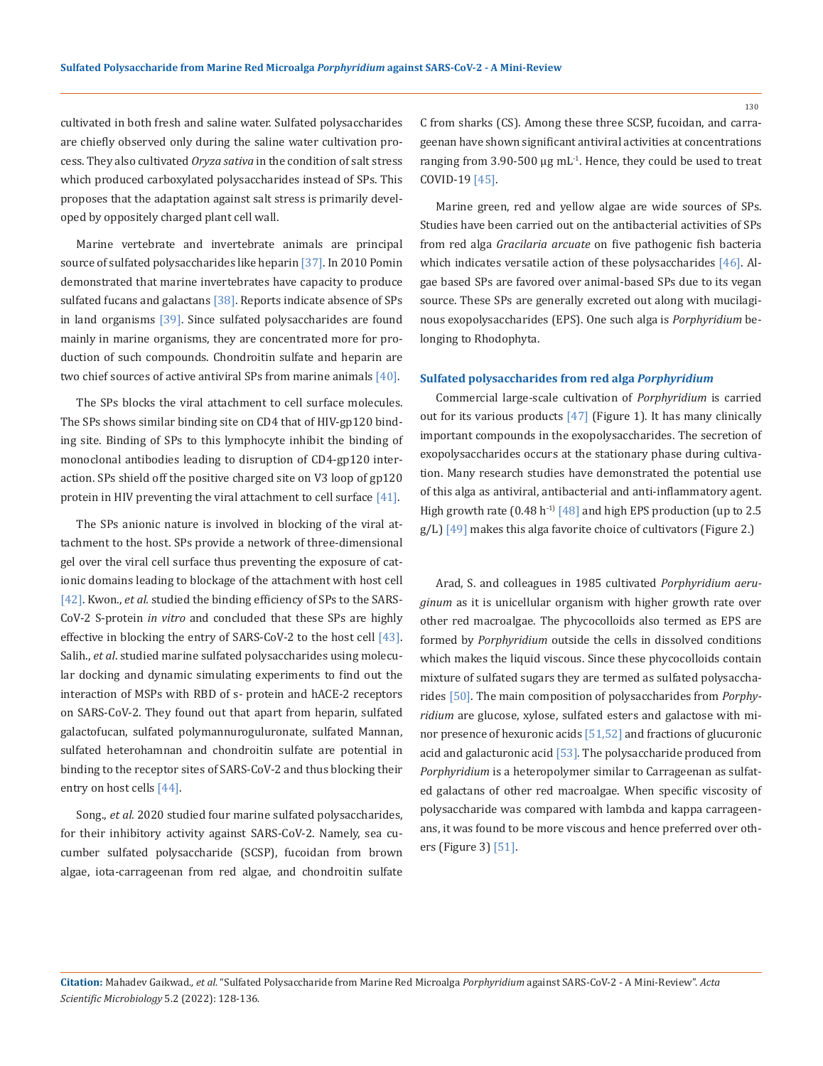cultivated in both fresh and saline water. Sulfated polysaccharides are chiefly observed only during the saline water cultivation process. They also cultivated *Oryza sativa* in the condition of salt stress which produced carboxylated polysaccharides instead of SPs. This proposes that the adaptation against salt stress is primarily developed by oppositely charged plant cell wall.

Marine vertebrate and invertebrate animals are principal source of sulfated polysaccharides like heparin [37]. In 2010 Pomin demonstrated that marine invertebrates have capacity to produce sulfated fucans and galactans [38]. Reports indicate absence of SPs in land organisms [39]. Since sulfated polysaccharides are found mainly in marine organisms, they are concentrated more for production of such compounds. Chondroitin sulfate and heparin are two chief sources of active antiviral SPs from marine animals [40].

The SPs blocks the viral attachment to cell surface molecules. The SPs shows similar binding site on CD4 that of HIV-gp120 binding site. Binding of SPs to this lymphocyte inhibit the binding of monoclonal antibodies leading to disruption of CD4-gp120 interaction. SPs shield off the positive charged site on V3 loop of gp120 protein in HIV preventing the viral attachment to cell surface [41].

The SPs anionic nature is involved in blocking of the viral attachment to the host. SPs provide a network of three-dimensional gel over the viral cell surface thus preventing the exposure of cationic domains leading to blockage of the attachment with host cell [42]. Kwon., *et al.* studied the binding efficiency of SPs to the SARS-CoV-2 S-protein *in vitro* and concluded that these SPs are highly effective in blocking the entry of SARS-CoV-2 to the host cell [43]. Salih., *et al*. studied marine sulfated polysaccharides using molecular docking and dynamic simulating experiments to find out the interaction of MSPs with RBD of s- protein and hACE-2 receptors on SARS-CoV-2. They found out that apart from heparin, sulfated galactofucan, sulfated polymannuroguluronate, sulfated Mannan, sulfated heterohamnan and chondroitin sulfate are potential in binding to the receptor sites of SARS-CoV-2 and thus blocking their entry on host cells [44].

Song., *et al.* 2020 studied four marine sulfated polysaccharides, for their inhibitory activity against SARS-CoV-2. Namely, sea cucumber sulfated polysaccharide (SCSP), fucoidan from brown algae, iota-carrageenan from red algae, and chondroitin sulfate C from sharks (CS). Among these three SCSP, fucoidan, and carrageenan have shown significant antiviral activities at concentrations ranging from 3.90-500 μg $mL^{-1}$. Hence, they could be used to treat COVID-19 [45].

Marine green, red and yellow algae are wide sources of SPs. Studies have been carried out on the antibacterial activities of SPs from red alga *Gracilaria arcuate* on five pathogenic fish bacteria which indicates versatile action of these polysaccharides [46]. Algae based SPs are favored over animal-based SPs due to its vegan source. These SPs are generally excreted out along with mucilaginous exopolysaccharides (EPS). One such alga is *Porphyridium* belonging to Rhodophyta.

### Sulfated polysaccharides from red alga *Porphyridium*

Commercial large-scale cultivation of *Porphyridium* is carried out for its various products [47] (Figure 1). It has many clinically important compounds in the exopolysaccharides. The secretion of exopolysaccharides occurs at the stationary phase during cultivation. Many research studies have demonstrated the potential use of this alga as antiviral, antibacterial and anti-inflammatory agent. High growth rate (0.48 $h^{-1}$) [48] and high EPS production (up to 2.5 g/L) [49] makes this alga favorite choice of cultivators (Figure 2.)

Arad, S. and colleagues in 1985 cultivated *Porphyridium aeruginum* as it is unicellular organism with higher growth rate over other red macroalgae. The phycocolloids also termed as EPS are formed by *Porphyridium* outside the cells in dissolved conditions which makes the liquid viscous. Since these phycocolloids contain mixture of sulfated sugars they are termed as sulfated polysaccharides [50]. The main composition of polysaccharides from *Porphyridium* are glucose, xylose, sulfated esters and galactose with minor presence of hexuronic acids [51,52] and fractions of glucuronic acid and galacturonic acid [53]. The polysaccharide produced from *Porphyridium* is a heteropolymer similar to Carrageenan as sulfated galactans of other red macroalgae. When specific viscosity of polysaccharide was compared with lambda and kappa carrageenans, it was found to be more viscous and hence preferred over others (Figure 3) [51].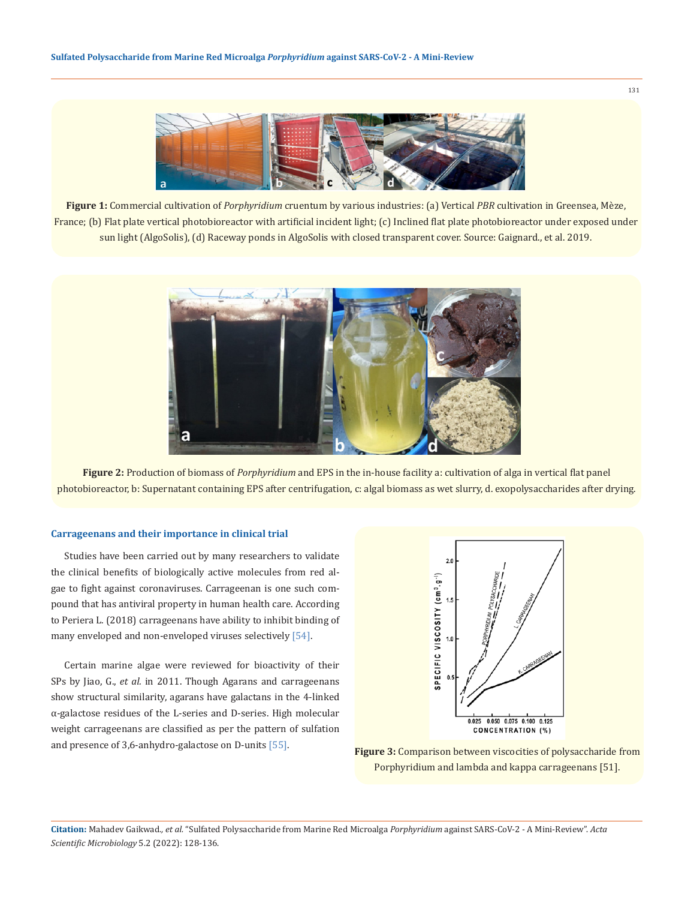**Figure 1:** Commercial cultivation of *Porphyridium* cruentum by various industries: (a) Vertical *PBR* cultivation in Greensea, Mèze, France; (b) Flat plate vertical photobioreactor with artificial incident light; (c) Inclined flat plate photobioreactor under exposed under sun light (AlgoSolis), (d) Raceway ponds in AlgoSolis with closed transparent cover. Source: Gaignard., et al. 2019.

**Figure 2:** Production of biomass of *Porphyridium* and EPS in the in-house facility a: cultivation of alga in vertical flat panel photobioreactor, b: Supernatant containing EPS after centrifugation, c: algal biomass as wet slurry, d. exopolysaccharides after drying.

### Carrageenans and their importance in clinical trial

Studies have been carried out by many researchers to validate the clinical benefits of biologically active molecules from red algae to fight against coronaviruses. Carrageenan is one such compound that has antiviral property in human health care. According to Periera L. (2018) carrageenans have ability to inhibit binding of many enveloped and non-enveloped viruses selectively [54].

Certain marine algae were reviewed for bioactivity of their SPs by Jiao, G., *et al.* in 2011. Though Agarans and carrageenans show structural similarity, agarans have galactans in the 4-linked α-galactose residues of the L-series and D-series. High molecular weight carrageenans are classified as per the pattern of sulfation and presence of 3,6-anhydro-galactose on D-units [55].

**Figure 3:** Comparison between viscocities of polysaccharide from Porphyridium and lambda and kappa carrageenans [51].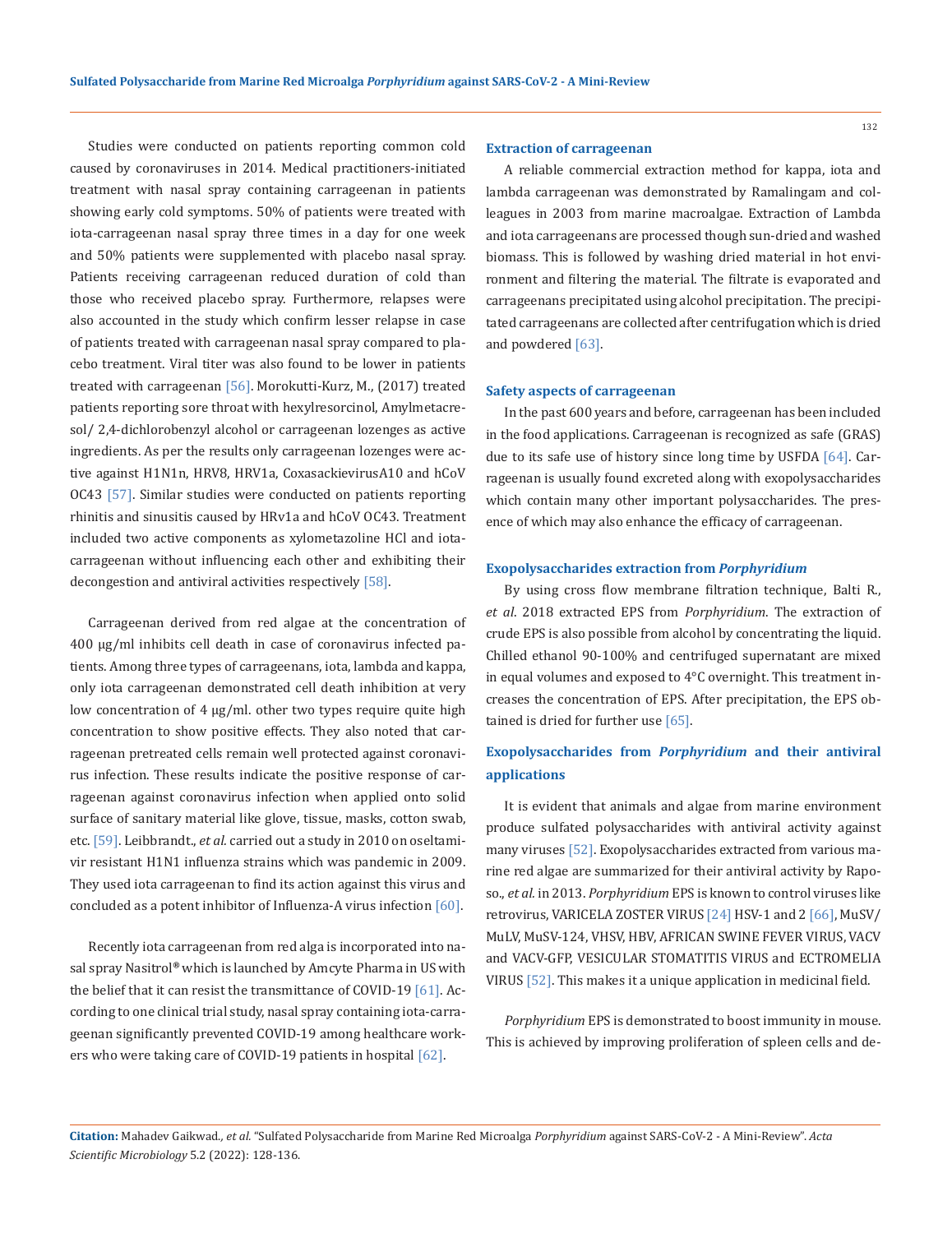Studies were conducted on patients reporting common cold caused by coronaviruses in 2014. Medical practitioners-initiated treatment with nasal spray containing carrageenan in patients showing early cold symptoms. 50% of patients were treated with iota-carrageenan nasal spray three times in a day for one week and 50% patients were supplemented with placebo nasal spray. Patients receiving carrageenan reduced duration of cold than those who received placebo spray. Furthermore, relapses were also accounted in the study which confirm lesser relapse in case of patients treated with carrageenan nasal spray compared to placebo treatment. Viral titer was also found to be lower in patients treated with carrageenan [56]. Morokutti-Kurz, M., (2017) treated patients reporting sore throat with hexylresorcinol, Amylmetacresol/ 2,4-dichlorobenzyl alcohol or carrageenan lozenges as active ingredients. As per the results only carrageenan lozenges were active against H1N1n, HRV8, HRV1a, CoxasackievirusA10 and hCoV OC43 [57]. Similar studies were conducted on patients reporting rhinitis and sinusitis caused by HRv1a and hCoV OC43. Treatment included two active components as xylometazoline HCl and iota-carrageenan without influencing each other and exhibiting their decongestion and antiviral activities respectively [58].

Carrageenan derived from red algae at the concentration of 400 μg/ml inhibits cell death in case of coronavirus infected patients. Among three types of carrageenans, iota, lambda and kappa, only iota carrageenan demonstrated cell death inhibition at very low concentration of 4 μg/ml. other two types require quite high concentration to show positive effects. They also noted that carrageenan pretreated cells remain well protected against coronavirus infection. These results indicate the positive response of carrageenan against coronavirus infection when applied onto solid surface of sanitary material like glove, tissue, masks, cotton swab, etc. [59]. Leibbrandt., *et al.* carried out a study in 2010 on oseltamivir resistant H1N1 influenza strains which was pandemic in 2009. They used iota carrageenan to find its action against this virus and concluded as a potent inhibitor of Influenza-A virus infection [60].

Recently iota carrageenan from red alga is incorporated into nasal spray Nasitrol® which is launched by Amcyte Pharma in US with the belief that it can resist the transmittance of COVID-19 [61]. According to one clinical trial study, nasal spray containing iota-carrageenan significantly prevented COVID-19 among healthcare workers who were taking care of COVID-19 patients in hospital [62].

### Extraction of carrageenan

A reliable commercial extraction method for kappa, iota and lambda carrageenan was demonstrated by Ramalingam and colleagues in 2003 from marine macroalgae. Extraction of Lambda and iota carrageenans are processed though sun-dried and washed biomass. This is followed by washing dried material in hot environment and filtering the material. The filtrate is evaporated and carrageenans precipitated using alcohol precipitation. The precipitated carrageenans are collected after centrifugation which is dried and powdered [63].

### Safety aspects of carrageenan

In the past 600 years and before, carrageenan has been included in the food applications. Carrageenan is recognized as safe (GRAS) due to its safe use of history since long time by USFDA [64]. Carrageenan is usually found excreted along with exopolysaccharides which contain many other important polysaccharides. The presence of which may also enhance the efficacy of carrageenan.

### Exopolysaccharides extraction from *Porphyridium*

By using cross flow membrane filtration technique, Balti R., *et al*. 2018 extracted EPS from *Porphyridium*. The extraction of crude EPS is also possible from alcohol by concentrating the liquid. Chilled ethanol 90-100% and centrifuged supernatant are mixed in equal volumes and exposed to 4°C overnight. This treatment increases the concentration of EPS. After precipitation, the EPS obtained is dried for further use [65].

### Exopolysaccharides from *Porphyridium* and their antiviral applications

It is evident that animals and algae from marine environment produce sulfated polysaccharides with antiviral activity against many viruses [52]. Exopolysaccharides extracted from various marine red algae are summarized for their antiviral activity by Raposo., *et al.* in 2013. *Porphyridium* EPS is known to control viruses like retrovirus, VARICELA ZOSTER VIRUS [24] HSV-1 and 2 [66], MuSV/MuLV, MuSV-124, VHSV, HBV, AFRICAN SWINE FEVER VIRUS, VACV and VACV-GFP, VESICULAR STOMATITIS VIRUS and ECTROMELIA VIRUS [52]. This makes it a unique application in medicinal field.

*Porphyridium* EPS is demonstrated to boost immunity in mouse. This is achieved by improving proliferation of spleen cells and de-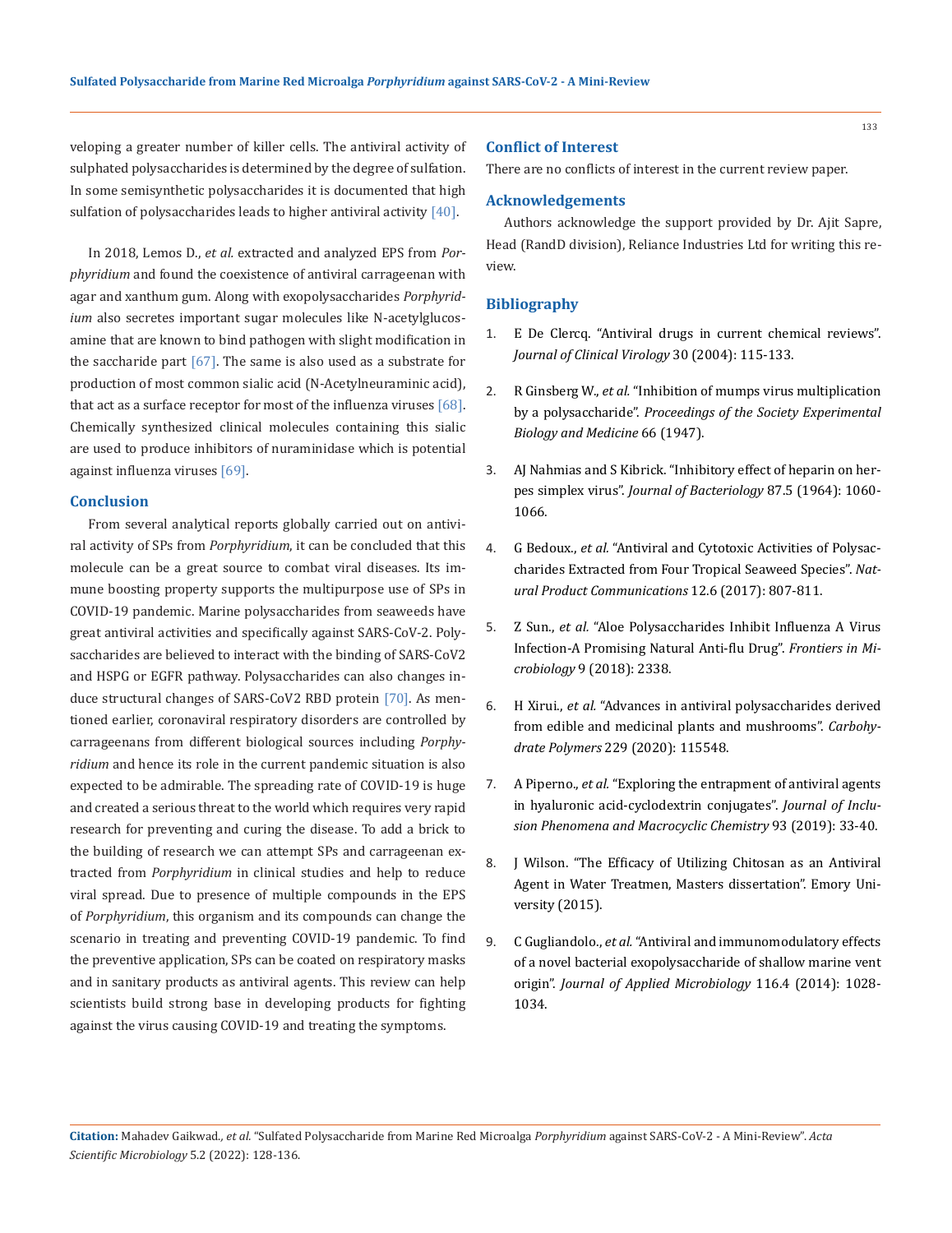veloping a greater number of killer cells. The antiviral activity of sulphated polysaccharides is determined by the degree of sulfation. In some semisynthetic polysaccharides it is documented that high sulfation of polysaccharides leads to higher antiviral activity [40].

In 2018, Lemos D., *et al.* extracted and analyzed EPS from *Porphyridium* and found the coexistence of antiviral carrageenan with agar and xanthum gum. Along with exopolysaccharides *Porphyridium* also secretes important sugar molecules like N-acetylglucosamine that are known to bind pathogen with slight modification in the saccharide part [67]. The same is also used as a substrate for production of most common sialic acid (N-Acetylneuraminic acid), that act as a surface receptor for most of the influenza viruses [68]. Chemically synthesized clinical molecules containing this sialic are used to produce inhibitors of nuraminidase which is potential against influenza viruses [69].

## Conclusion

From several analytical reports globally carried out on antiviral activity of SPs from *Porphyridium*, it can be concluded that this molecule can be a great source to combat viral diseases. Its immune boosting property supports the multipurpose use of SPs in COVID-19 pandemic. Marine polysaccharides from seaweeds have great antiviral activities and specifically against SARS-CoV-2. Polysaccharides are believed to interact with the binding of SARS-CoV2 and HSPG or EGFR pathway. Polysaccharides can also changes induce structural changes of SARS-CoV2 RBD protein [70]. As mentioned earlier, coronaviral respiratory disorders are controlled by carrageenans from different biological sources including *Porphyridium* and hence its role in the current pandemic situation is also expected to be admirable. The spreading rate of COVID-19 is huge and created a serious threat to the world which requires very rapid research for preventing and curing the disease. To add a brick to the building of research we can attempt SPs and carrageenan extracted from *Porphyridium* in clinical studies and help to reduce viral spread. Due to presence of multiple compounds in the EPS of *Porphyridium*, this organism and its compounds can change the scenario in treating and preventing COVID-19 pandemic. To find the preventive application, SPs can be coated on respiratory masks and in sanitary products as antiviral agents. This review can help scientists build strong base in developing products for fighting against the virus causing COVID-19 and treating the symptoms.

## Conflict of Interest

There are no conflicts of interest in the current review paper.

## Acknowledgements

Authors acknowledge the support provided by Dr. Ajit Sapre, Head (RandD division), Reliance Industries Ltd for writing this review.

## Bibliography

1. E De Clercq. "Antiviral drugs in current chemical reviews". *Journal of Clinical Virology* 30 (2004): 115-133.
2. R Ginsberg W., *et al.* "Inhibition of mumps virus multiplication by a polysaccharide". *Proceedings of the Society Experimental Biology and Medicine* 66 (1947).
3. AJ Nahmias and S Kibrick. "Inhibitory effect of heparin on herpes simplex virus". *Journal of Bacteriology* 87.5 (1964): 1060-1066.
4. G Bedoux., *et al.* "Antiviral and Cytotoxic Activities of Polysaccharides Extracted from Four Tropical Seaweed Species". *Natural Product Communications* 12.6 (2017): 807-811.
5. Z Sun., *et al.* "Aloe Polysaccharides Inhibit Influenza A Virus Infection-A Promising Natural Anti-flu Drug". *Frontiers in Microbiology* 9 (2018): 2338.
6. H Xirui., *et al.* "Advances in antiviral polysaccharides derived from edible and medicinal plants and mushrooms". *Carbohydrate Polymers* 229 (2020): 115548.
7. A Piperno., *et al.* "Exploring the entrapment of antiviral agents in hyaluronic acid-cyclodextrin conjugates". *Journal of Inclusion Phenomena and Macrocyclic Chemistry* 93 (2019): 33-40.
8. J Wilson. "The Efficacy of Utilizing Chitosan as an Antiviral Agent in Water Treatmen, Masters dissertation". Emory University (2015).
9. C Gugliandolo., *et al.* "Antiviral and immunomodulatory effects of a novel bacterial exopolysaccharide of shallow marine vent origin". *Journal of Applied Microbiology* 116.4 (2014): 1028-1034.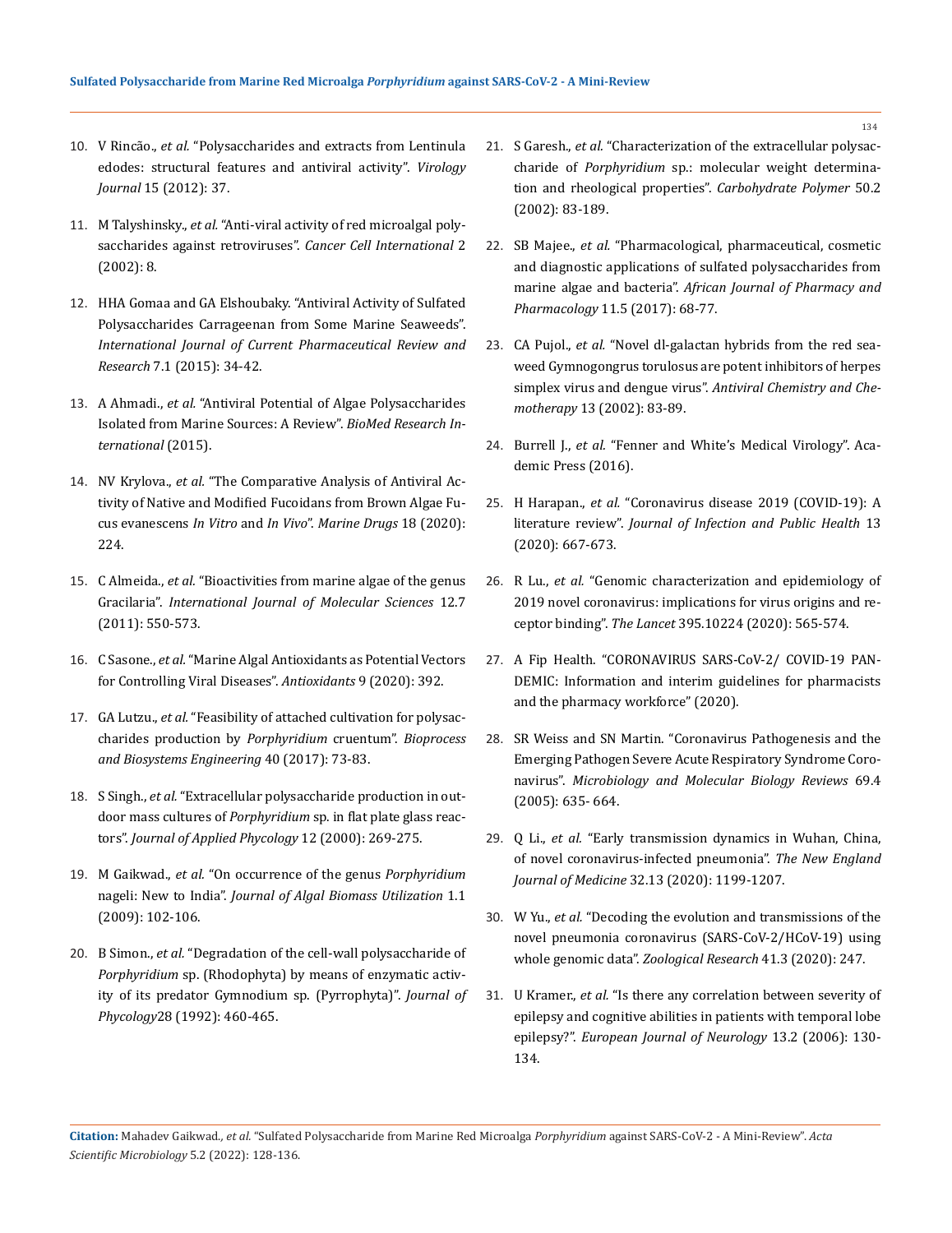10. V Rincão., *et al.* "Polysaccharides and extracts from Lentinula edodes: structural features and antiviral activity". *Virology Journal* 15 (2012): 37.

11. M Talyshinsky., *et al.* "Anti-viral activity of red microalgal polysaccharides against retroviruses". *Cancer Cell International* 2 (2002): 8.

12. HHA Gomaa and GA Elshoubaky. "Antiviral Activity of Sulfated Polysaccharides Carrageenan from Some Marine Seaweeds". *International Journal of Current Pharmaceutical Review and Research* 7.1 (2015): 34-42.

13. A Ahmadi., *et al.* "Antiviral Potential of Algae Polysaccharides Isolated from Marine Sources: A Review". *BioMed Research International* (2015).

14. NV Krylova., *et al.* "The Comparative Analysis of Antiviral Activity of Native and Modified Fucoidans from Brown Algae Fucus evanescens *In Vitro* and *In Vivo*". *Marine Drugs* 18 (2020): 224.

15. C Almeida., *et al.* "Bioactivities from marine algae of the genus Gracilaria". *International Journal of Molecular Sciences* 12.7 (2011): 550-573.

16. C Sasone., *et al.* "Marine Algal Antioxidants as Potential Vectors for Controlling Viral Diseases". *Antioxidants* 9 (2020): 392.

17. GA Lutzu., *et al.* "Feasibility of attached cultivation for polysaccharides production by *Porphyridium* cruentum". *Bioprocess and Biosystems Engineering* 40 (2017): 73-83.

18. S Singh., *et al.* "Extracellular polysaccharide production in outdoor mass cultures of *Porphyridium* sp. in flat plate glass reactors". *Journal of Applied Phycology* 12 (2000): 269-275.

19. M Gaikwad., *et al.* "On occurrence of the genus *Porphyridium* nageli: New to India". *Journal of Algal Biomass Utilization* 1.1 (2009): 102-106.

20. B Simon., *et al.* "Degradation of the cell-wall polysaccharide of *Porphyridium* sp. (Rhodophyta) by means of enzymatic activity of its predator Gymnodium sp. (Pyrrophyta)". *Journal of Phycology*28 (1992): 460-465.

21. S Garesh., *et al.* "Characterization of the extracellular polysaccharide of *Porphyridium* sp.: molecular weight determination and rheological properties". *Carbohydrate Polymer* 50.2 (2002): 83-189.

22. SB Majee., *et al.* "Pharmacological, pharmaceutical, cosmetic and diagnostic applications of sulfated polysaccharides from marine algae and bacteria". *African Journal of Pharmacy and Pharmacology* 11.5 (2017): 68-77.

23. CA Pujol., *et al.* "Novel dl-galactan hybrids from the red seaweed Gymnogongrus torulosus are potent inhibitors of herpes simplex virus and dengue virus". *Antiviral Chemistry and Chemotherapy* 13 (2002): 83-89.

24. Burrell J., *et al.* "Fenner and White's Medical Virology". Academic Press (2016).

25. H Harapan., *et al.* "Coronavirus disease 2019 (COVID-19): A literature review". *Journal of Infection and Public Health* 13 (2020): 667-673.

26. R Lu., *et al.* "Genomic characterization and epidemiology of 2019 novel coronavirus: implications for virus origins and receptor binding". *The Lancet* 395.10224 (2020): 565-574.

27. A Fip Health. "CORONAVIRUS SARS-CoV-2/ COVID-19 PANDEMIC: Information and interim guidelines for pharmacists and the pharmacy workforce" (2020).

28. SR Weiss and SN Martin. "Coronavirus Pathogenesis and the Emerging Pathogen Severe Acute Respiratory Syndrome Coronavirus". *Microbiology and Molecular Biology Reviews* 69.4 (2005): 635- 664.

29. Q Li., *et al.* "Early transmission dynamics in Wuhan, China, of novel coronavirus-infected pneumonia". *The New England Journal of Medicine* 32.13 (2020): 1199-1207.

30. W Yu., *et al.* "Decoding the evolution and transmissions of the novel pneumonia coronavirus (SARS-CoV-2/HCoV-19) using whole genomic data". *Zoological Research* 41.3 (2020): 247.

31. U Kramer., *et al.* "Is there any correlation between severity of epilepsy and cognitive abilities in patients with temporal lobe epilepsy?". *European Journal of Neurology* 13.2 (2006): 130-134.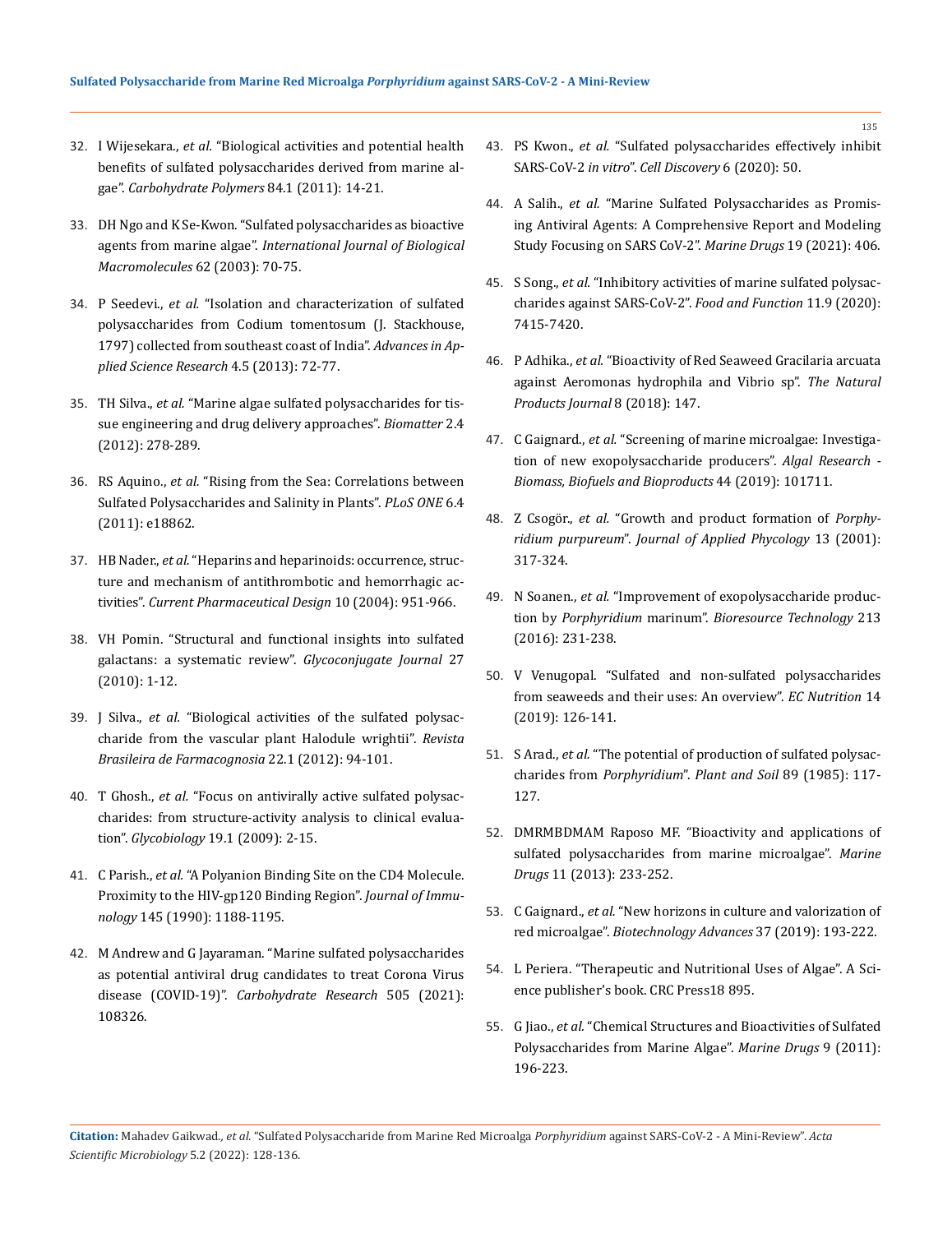32. I Wijesekara., *et al.* "Biological activities and potential health benefits of sulfated polysaccharides derived from marine algae". *Carbohydrate Polymers* 84.1 (2011): 14-21.

33. DH Ngo and K Se-Kwon. "Sulfated polysaccharides as bioactive agents from marine algae". *International Journal of Biological Macromolecules* 62 (2003): 70-75.

34. P Seedevi., *et al.* "Isolation and characterization of sulfated polysaccharides from Codium tomentosum (J. Stackhouse, 1797) collected from southeast coast of India". *Advances in Applied Science Research* 4.5 (2013): 72-77.

35. TH Silva., *et al.* "Marine algae sulfated polysaccharides for tissue engineering and drug delivery approaches". *Biomatter* 2.4 (2012): 278-289.

36. RS Aquino., *et al.* "Rising from the Sea: Correlations between Sulfated Polysaccharides and Salinity in Plants". *PLoS ONE* 6.4 (2011): e18862.

37. HB Nader., *et al.* "Heparins and heparinoids: occurrence, structure and mechanism of antithrombotic and hemorrhagic activities". *Current Pharmaceutical Design* 10 (2004): 951-966.

38. VH Pomin. "Structural and functional insights into sulfated galactans: a systematic review". *Glycoconjugate Journal* 27 (2010): 1-12.

39. J Silva., *et al.* "Biological activities of the sulfated polysaccharide from the vascular plant Halodule wrightii". *Revista Brasileira de Farmacognosia* 22.1 (2012): 94-101.

40. T Ghosh., *et al.* "Focus on antivirally active sulfated polysaccharides: from structure-activity analysis to clinical evaluation". *Glycobiology* 19.1 (2009): 2-15.

41. C Parish., *et al.* "A Polyanion Binding Site on the CD4 Molecule. Proximity to the HIV-gp120 Binding Region". *Journal of Immunology* 145 (1990): 1188-1195.

42. M Andrew and G Jayaraman. "Marine sulfated polysaccharides as potential antiviral drug candidates to treat Corona Virus disease (COVID-19)". *Carbohydrate Research* 505 (2021): 108326.

43. PS Kwon., *et al.* "Sulfated polysaccharides effectively inhibit SARS-CoV-2 *in vitro*". *Cell Discovery* 6 (2020): 50.

44. A Salih., *et al.* "Marine Sulfated Polysaccharides as Promising Antiviral Agents: A Comprehensive Report and Modeling Study Focusing on SARS CoV-2". *Marine Drugs* 19 (2021): 406.

45. S Song., *et al.* "Inhibitory activities of marine sulfated polysaccharides against SARS-CoV-2". *Food and Function* 11.9 (2020): 7415-7420.

46. P Adhika., *et al.* "Bioactivity of Red Seaweed Gracilaria arcuata against Aeromonas hydrophila and Vibrio sp". *The Natural Products Journal* 8 (2018): 147.

47. C Gaignard., *et al.* "Screening of marine microalgae: Investigation of new exopolysaccharide producers". *Algal Research - Biomass, Biofuels and Bioproducts* 44 (2019): 101711.

48. Z Csogör., *et al.* "Growth and product formation of *Porphyridium purpureum*". *Journal of Applied Phycology* 13 (2001): 317-324.

49. N Soanen., *et al.* "Improvement of exopolysaccharide production by *Porphyridium* marinum". *Bioresource Technology* 213 (2016): 231-238.

50. V Venugopal. "Sulfated and non-sulfated polysaccharides from seaweeds and their uses: An overview". *EC Nutrition* 14 (2019): 126-141.

51. S Arad., *et al.* "The potential of production of sulfated polysaccharides from *Porphyridium*". *Plant and Soil* 89 (1985): 117-127.

52. DMRMBDMAM Raposo MF. "Bioactivity and applications of sulfated polysaccharides from marine microalgae". *Marine Drugs* 11 (2013): 233-252.

53. C Gaignard., *et al.* "New horizons in culture and valorization of red microalgae". *Biotechnology Advances* 37 (2019): 193-222.

54. L Periera. "Therapeutic and Nutritional Uses of Algae". A Science publisher's book. CRC Press18 895.

55. G Jiao., *et al.* "Chemical Structures and Bioactivities of Sulfated Polysaccharides from Marine Algae". *Marine Drugs* 9 (2011): 196-223.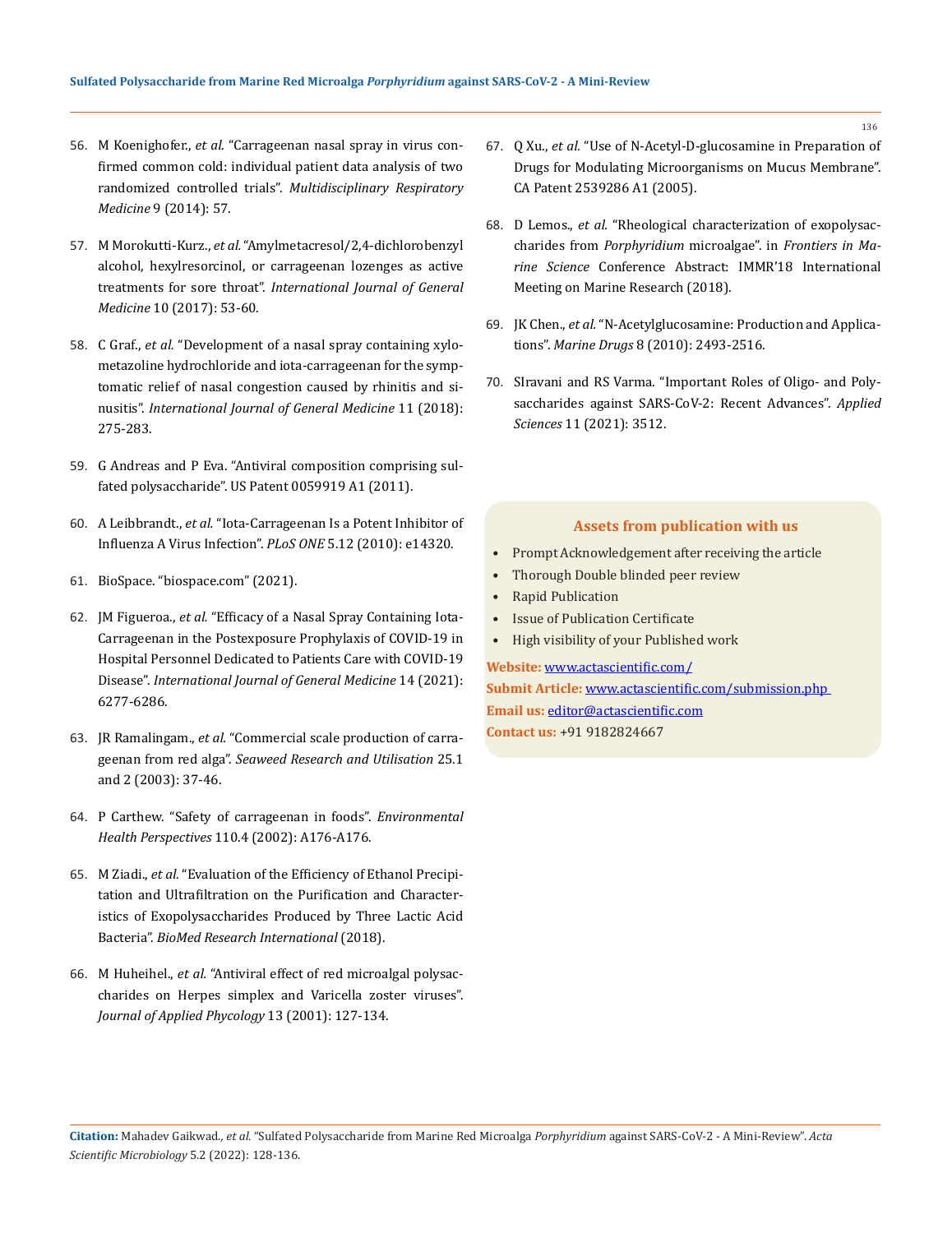56. M Koenighofer., *et al.* "Carrageenan nasal spray in virus confirmed common cold: individual patient data analysis of two randomized controlled trials". *Multidisciplinary Respiratory Medicine* 9 (2014): 57.

57. M Morokutti-Kurz., *et al.* "Amylmetacresol/2,4-dichlorobenzyl alcohol, hexylresorcinol, or carrageenan lozenges as active treatments for sore throat". *International Journal of General Medicine* 10 (2017): 53-60.

58. C Graf., *et al.* "Development of a nasal spray containing xylometazoline hydrochloride and iota-carrageenan for the symptomatic relief of nasal congestion caused by rhinitis and sinusitis". *International Journal of General Medicine* 11 (2018): 275-283.

59. G Andreas and P Eva. "Antiviral composition comprising sulfated polysaccharide". US Patent 0059919 A1 (2011).

60. A Leibbrandt., *et al.* "Iota-Carrageenan Is a Potent Inhibitor of Influenza A Virus Infection". *PLoS ONE* 5.12 (2010): e14320.

61. BioSpace. "biospace.com" (2021).

62. JM Figueroa., *et al.* "Efficacy of a Nasal Spray Containing Iota-Carrageenan in the Postexposure Prophylaxis of COVID-19 in Hospital Personnel Dedicated to Patients Care with COVID-19 Disease". *International Journal of General Medicine* 14 (2021): 6277-6286.

63. JR Ramalingam., *et al.* "Commercial scale production of carrageenan from red alga". *Seaweed Research and Utilisation* 25.1 and 2 (2003): 37-46.

64. P Carthew. "Safety of carrageenan in foods". *Environmental Health Perspectives* 110.4 (2002): A176-A176.

65. M Ziadi., *et al.* "Evaluation of the Efficiency of Ethanol Precipitation and Ultrafiltration on the Purification and Characteristics of Exopolysaccharides Produced by Three Lactic Acid Bacteria". *BioMed Research International* (2018).

66. M Huheihel., *et al.* "Antiviral effect of red microalgal polysaccharides on Herpes simplex and Varicella zoster viruses". *Journal of Applied Phycology* 13 (2001): 127-134.

67. Q Xu., *et al.* "Use of N-Acetyl-D-glucosamine in Preparation of Drugs for Modulating Microorganisms on Mucus Membrane". CA Patent 2539286 A1 (2005).

68. D Lemos., *et al.* "Rheological characterization of exopolysaccharides from *Porphyridium* microalgae". in *Frontiers in Marine Science* Conference Abstract: IMMR'18 International Meeting on Marine Research (2018).

69. JK Chen., *et al.* "N-Acetylglucosamine: Production and Applications". *Marine Drugs* 8 (2010): 2493-2516.

70. SIravani and RS Varma. "Important Roles of Oligo- and Polysaccharides against SARS-CoV-2: Recent Advances". *Applied Sciences* 11 (2021): 3512.

**Assets from publication with us**

- Prompt Acknowledgement after receiving the article
- Thorough Double blinded peer review
- Rapid Publication
- Issue of Publication Certificate
- High visibility of your Published work

**Website:** www.actascientific.com/
**Submit Article:** www.actascientific.com/submission.php
**Email us:** editor@actascientific.com
**Contact us:** +91 9182824667